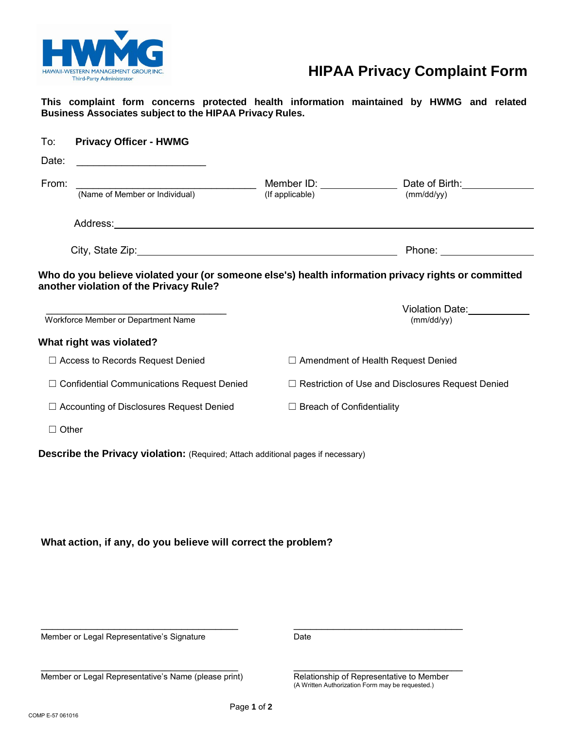HWMG
HAWAII-WESTERN MANAGEMENT GROUP, INC.
Third-Party Administrator

# HIPAA Privacy Complaint Form

**This complaint form concerns protected health information maintained by HWMG and related Business Associates subject to the HIPAA Privacy Rules.**

To: **Privacy Officer - HWMG**

Date: ______________________

From: ______________________________ Member ID: ______________ Date of Birth: ______________
(Name of Member or Individual) (If applicable) (mm/dd/yy)

Address: ______________________________________________________________________

City, State Zip: ______________________________________ Phone: ________________

**Who do you believe violated your (or someone else's) health information privacy rights or committed another violation of the Privacy Rule?**

______________________________ Violation Date: ___________
Workforce Member or Department Name (mm/dd/yy)

**What right was violated?**

☐ Access to Records Request Denied

☐ Amendment of Health Request Denied

☐ Confidential Communications Request Denied

☐ Restriction of Use and Disclosures Request Denied

☐ Accounting of Disclosures Request Denied

☐ Breach of Confidentiality

☐ Other

**Describe the Privacy violation:** (Required; Attach additional pages if necessary)

**What action, if any, do you believe will correct the problem?**

______________________________ ______________________________
Member or Legal Representative's Signature Date

______________________________ ______________________________
Member or Legal Representative's Name (please print) Relationship of Representative to Member
(A Written Authorization Form may be requested.)

COMP E-57 061016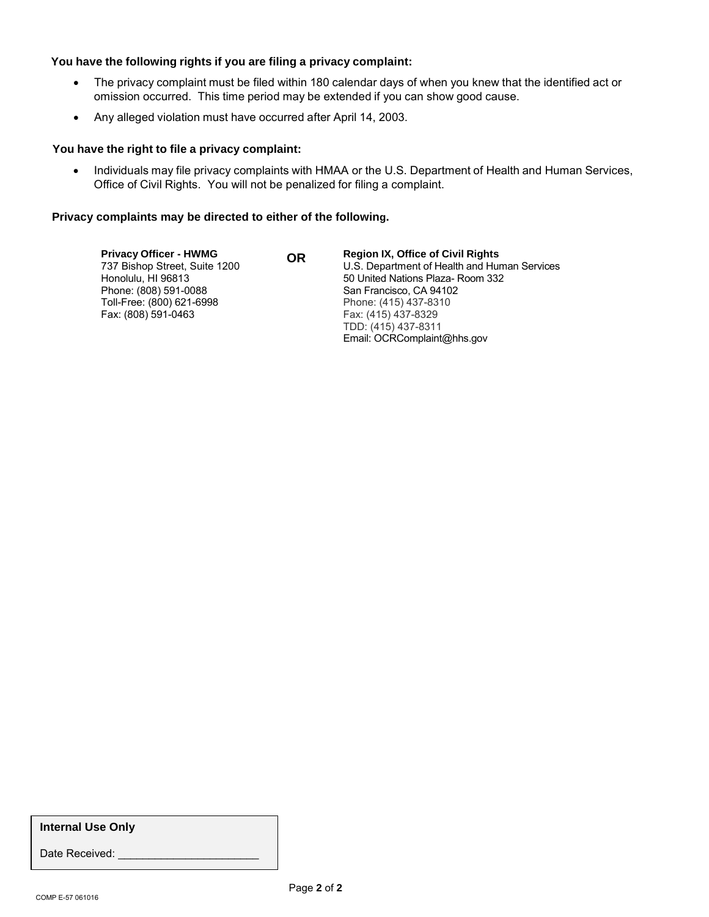**You have the following rights if you are filing a privacy complaint:**

- The privacy complaint must be filed within 180 calendar days of when you knew that the identified act or omission occurred. This time period may be extended if you can show good cause.
- Any alleged violation must have occurred after April 14, 2003.

**You have the right to file a privacy complaint:**

- Individuals may file privacy complaints with HMAA or the U.S. Department of Health and Human Services, Office of Civil Rights. You will not be penalized for filing a complaint.

**Privacy complaints may be directed to either of the following.**

**Privacy Officer - HWMG**
737 Bishop Street, Suite 1200
Honolulu, HI 96813
Phone: (808) 591-0088
Toll-Free: (800) 621-6998
Fax: (808) 591-0463

**OR**

**Region IX, Office of Civil Rights**
U.S. Department of Health and Human Services
50 United Nations Plaza- Room 332
San Francisco, CA 94102
Phone: (415) 437-8310
Fax: (415) 437-8329
TDD: (415) 437-8311
Email: OCRComplaint@hhs.gov

**Internal Use Only**

Date Received: ______________________

COMP E-57 061016